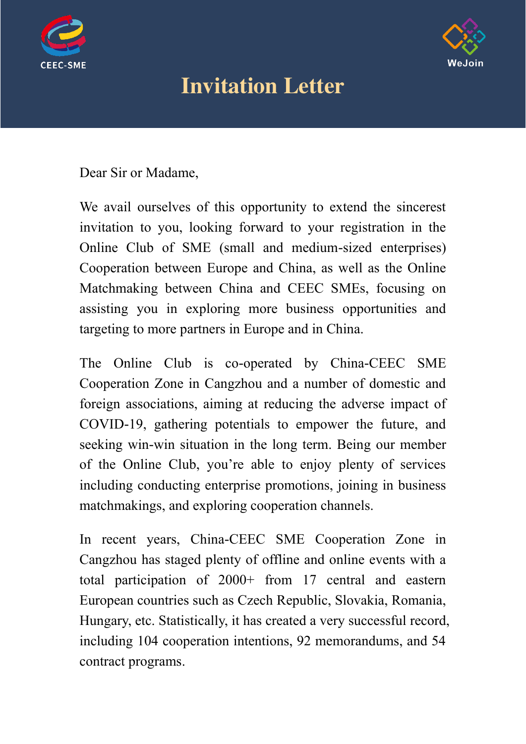CEEC-SME

WeJoin

# Invitation Letter

Dear Sir or Madame,

We avail ourselves of this opportunity to extend the sincerest invitation to you, looking forward to your registration in the Online Club of SME (small and medium-sized enterprises) Cooperation between Europe and China, as well as the Online Matchmaking between China and CEEC SMEs, focusing on assisting you in exploring more business opportunities and targeting to more partners in Europe and in China.

The Online Club is co-operated by China-CEEC SME Cooperation Zone in Cangzhou and a number of domestic and foreign associations, aiming at reducing the adverse impact of COVID-19, gathering potentials to empower the future, and seeking win-win situation in the long term. Being our member of the Online Club, you're able to enjoy plenty of services including conducting enterprise promotions, joining in business matchmakings, and exploring cooperation channels.

In recent years, China-CEEC SME Cooperation Zone in Cangzhou has staged plenty of offline and online events with a total participation of 2000+ from 17 central and eastern European countries such as Czech Republic, Slovakia, Romania, Hungary, etc. Statistically, it has created a very successful record, including 104 cooperation intentions, 92 memorandums, and 54 contract programs.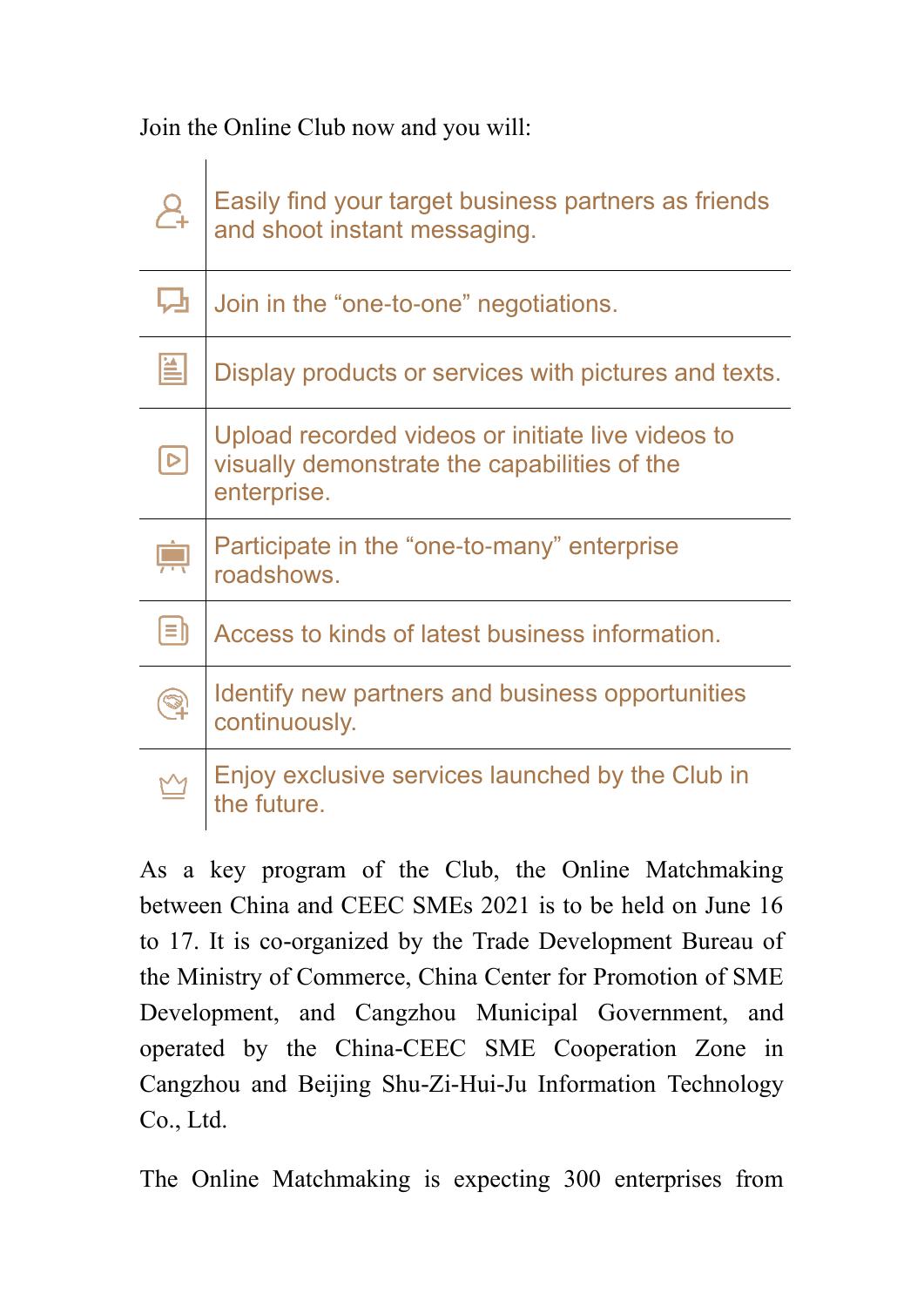Join the Online Club now and you will:

- Easily find your target business partners as friends and shoot instant messaging.
- Join in the “one-to-one” negotiations.
- Display products or services with pictures and texts.
- Upload recorded videos or initiate live videos to visually demonstrate the capabilities of the enterprise.
- Participate in the “one-to-many” enterprise roadshows.
- Access to kinds of latest business information.
- Identify new partners and business opportunities continuously.
- Enjoy exclusive services launched by the Club in the future.

As a key program of the Club, the Online Matchmaking between China and CEEC SMEs 2021 is to be held on June 16 to 17. It is co-organized by the Trade Development Bureau of the Ministry of Commerce, China Center for Promotion of SME Development, and Cangzhou Municipal Government, and operated by the China-CEEC SME Cooperation Zone in Cangzhou and Beijing Shu-Zi-Hui-Ju Information Technology Co., Ltd.

The Online Matchmaking is expecting 300 enterprises from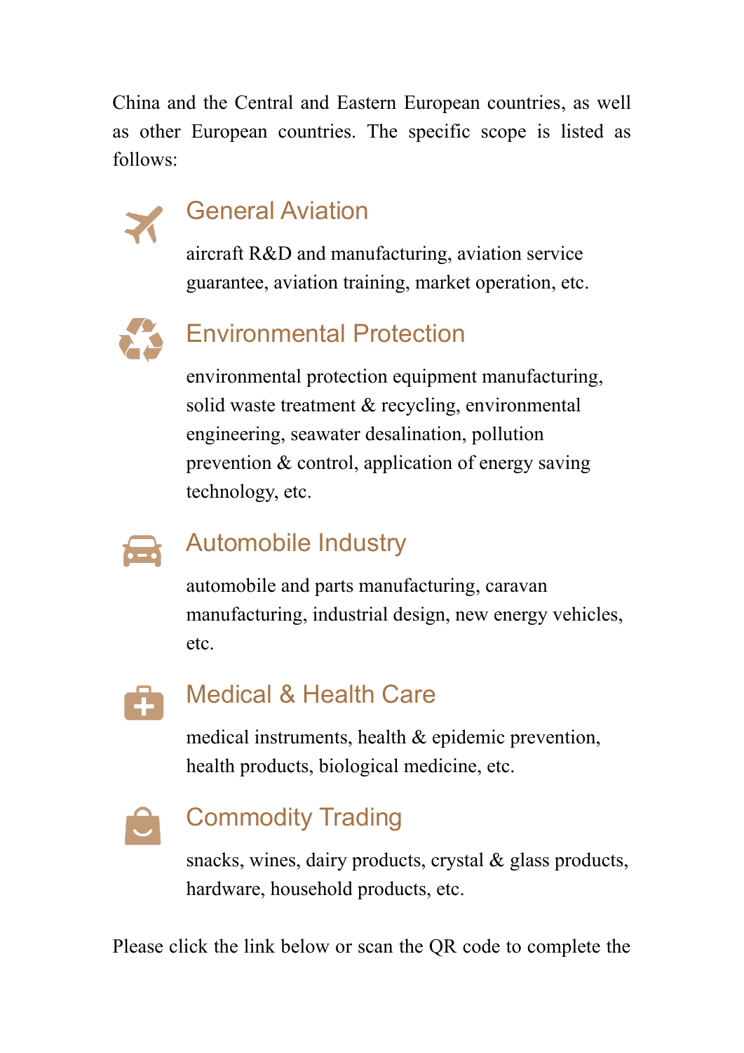China and the Central and Eastern European countries, as well as other European countries. The specific scope is listed as follows:

### General Aviation

aircraft R&D and manufacturing, aviation service guarantee, aviation training, market operation, etc.

### Environmental Protection

environmental protection equipment manufacturing, solid waste treatment & recycling, environmental engineering, seawater desalination, pollution prevention & control, application of energy saving technology, etc.

### Automobile Industry

automobile and parts manufacturing, caravan manufacturing, industrial design, new energy vehicles, etc.

### Medical & Health Care

medical instruments, health & epidemic prevention, health products, biological medicine, etc.

### Commodity Trading

snacks, wines, dairy products, crystal & glass products, hardware, household products, etc.

Please click the link below or scan the QR code to complete the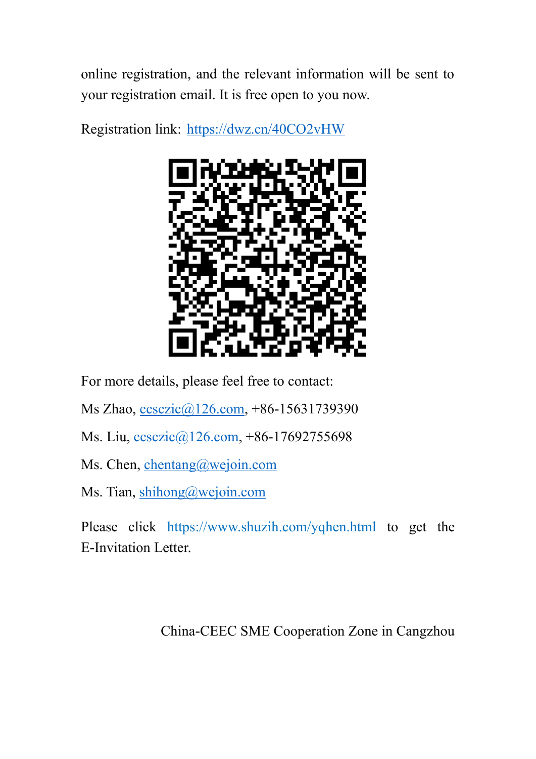online registration, and the relevant information will be sent to your registration email. It is free open to you now.

Registration link: https://dwz.cn/40CO2vHW

For more details, please feel free to contact:

Ms Zhao, ccsczic@126.com, +86-15631739390

Ms. Liu, ccsczic@126.com, +86-17692755698

Ms. Chen, chentang@wejoin.com

Ms. Tian, shihong@wejoin.com

Please click https://www.shuzih.com/yqhen.html to get the E-Invitation Letter.

China-CEEC SME Cooperation Zone in Cangzhou